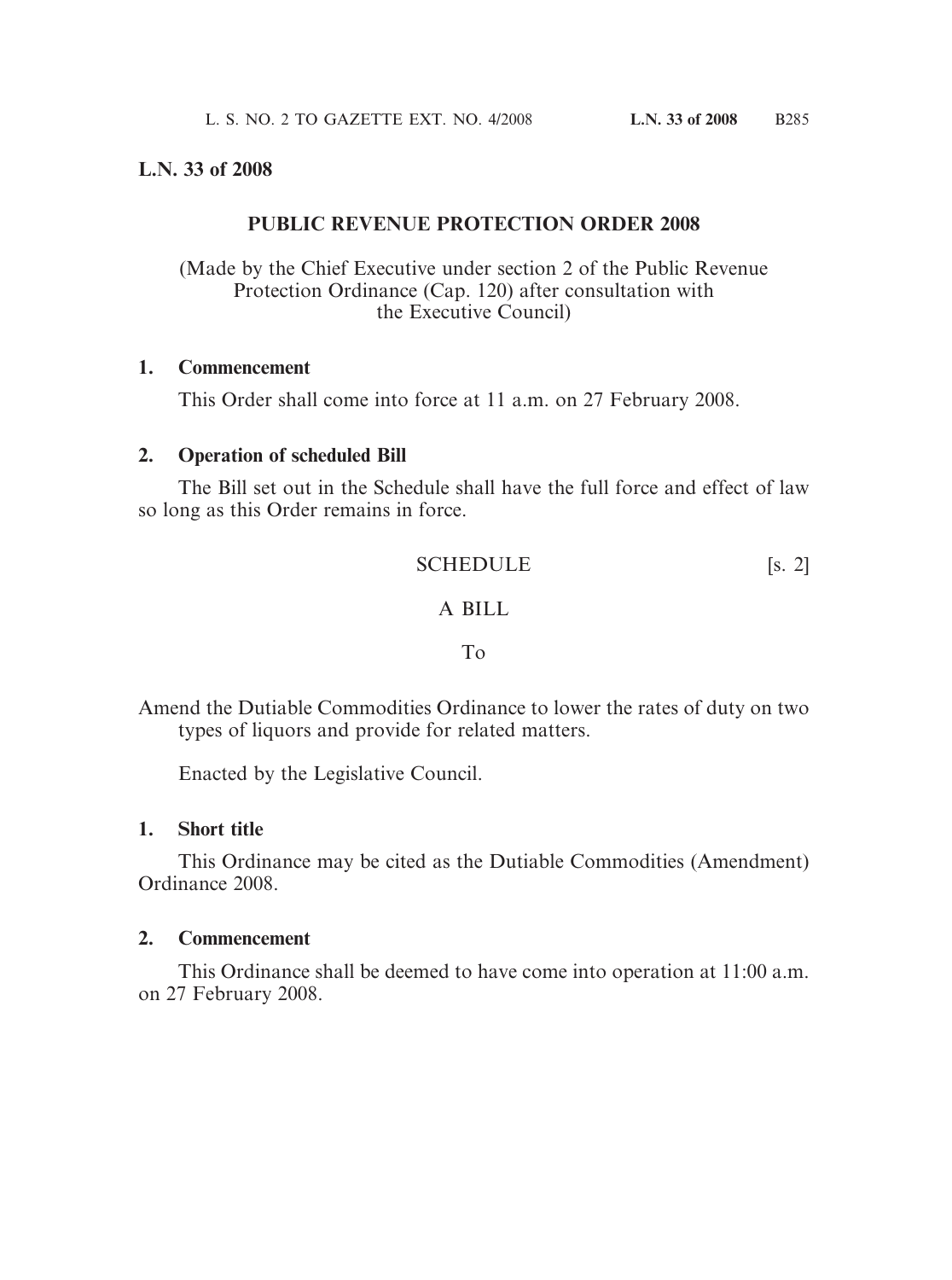**L.N. 33 of 2008**

## PUBLIC REVENUE PROTECTION ORDER 2008

(Made by the Chief Executive under section 2 of the Public Revenue Protection Ordinance (Cap. 120) after consultation with the Executive Council)

**1. Commencement**

This Order shall come into force at 11 a.m. on 27 February 2008.

**2. Operation of scheduled Bill**

The Bill set out in the Schedule shall have the full force and effect of law so long as this Order remains in force.

SCHEDULE [s. 2]

A BILL

To

Amend the Dutiable Commodities Ordinance to lower the rates of duty on two types of liquors and provide for related matters.

Enacted by the Legislative Council.

**1. Short title**

This Ordinance may be cited as the Dutiable Commodities (Amendment) Ordinance 2008.

**2. Commencement**

This Ordinance shall be deemed to have come into operation at 11:00 a.m. on 27 February 2008.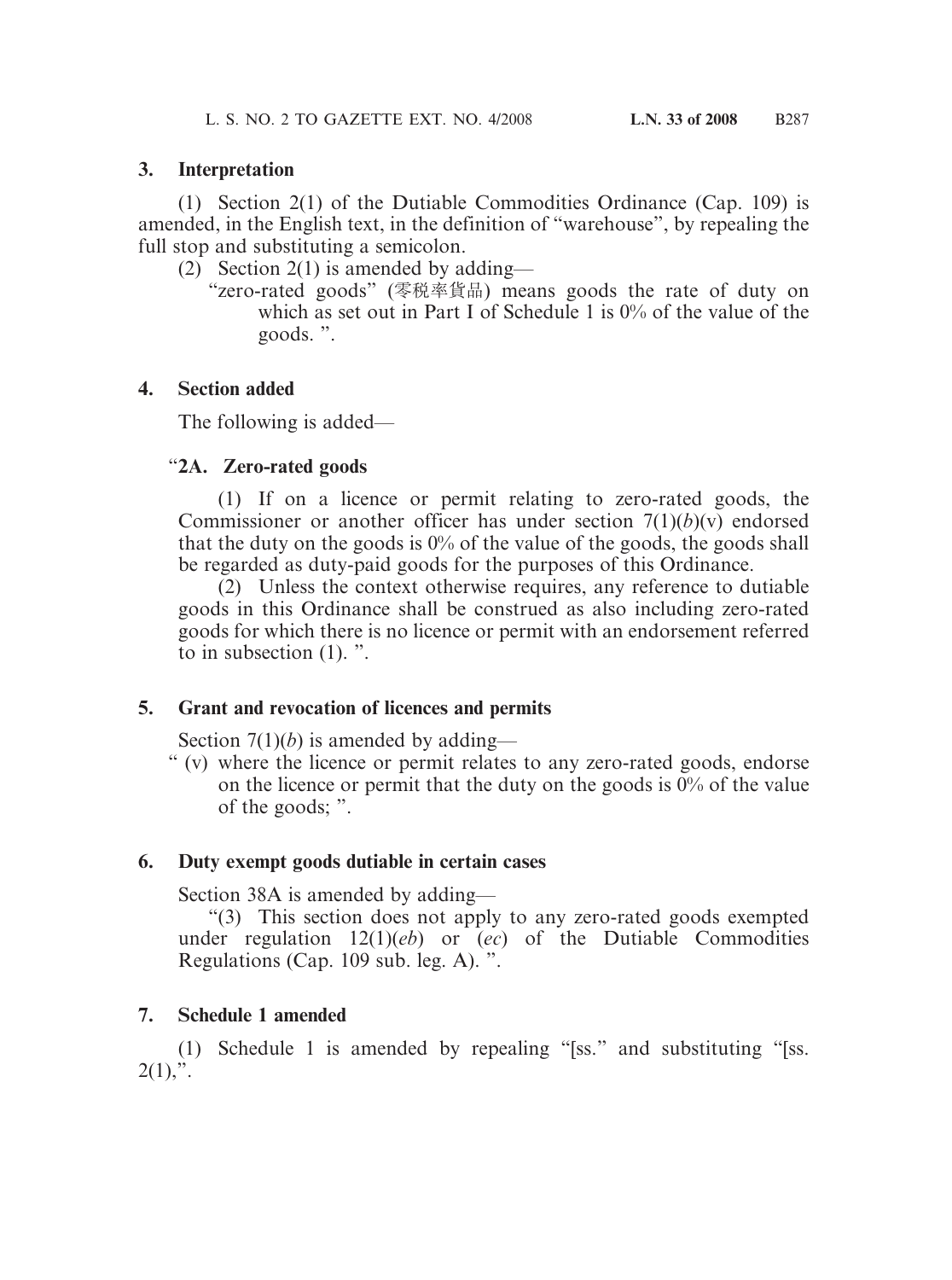## 3. Interpretation

(1) Section 2(1) of the Dutiable Commodities Ordinance (Cap. 109) is amended, in the English text, in the definition of "warehouse", by repealing the full stop and substituting a semicolon.

(2) Section 2(1) is amended by adding—

"zero-rated goods" (零稅率貨品) means goods the rate of duty on which as set out in Part I of Schedule 1 is 0% of the value of the goods. ".

## 4. Section added

The following is added—

### "2A. Zero-rated goods

(1) If on a licence or permit relating to zero-rated goods, the Commissioner or another officer has under section 7(1)(*b*)(v) endorsed that the duty on the goods is 0% of the value of the goods, the goods shall be regarded as duty-paid goods for the purposes of this Ordinance.

(2) Unless the context otherwise requires, any reference to dutiable goods in this Ordinance shall be construed as also including zero-rated goods for which there is no licence or permit with an endorsement referred to in subsection (1). ".

## 5. Grant and revocation of licences and permits

Section 7(1)(*b*) is amended by adding—

" (v) where the licence or permit relates to any zero-rated goods, endorse on the licence or permit that the duty on the goods is 0% of the value of the goods; ".

## 6. Duty exempt goods dutiable in certain cases

Section 38A is amended by adding—

"(3) This section does not apply to any zero-rated goods exempted under regulation 12(1)(*eb*) or (*ec*) of the Dutiable Commodities Regulations (Cap. 109 sub. leg. A). ".

## 7. Schedule 1 amended

(1) Schedule 1 is amended by repealing "[ss." and substituting "[ss. 2(1),".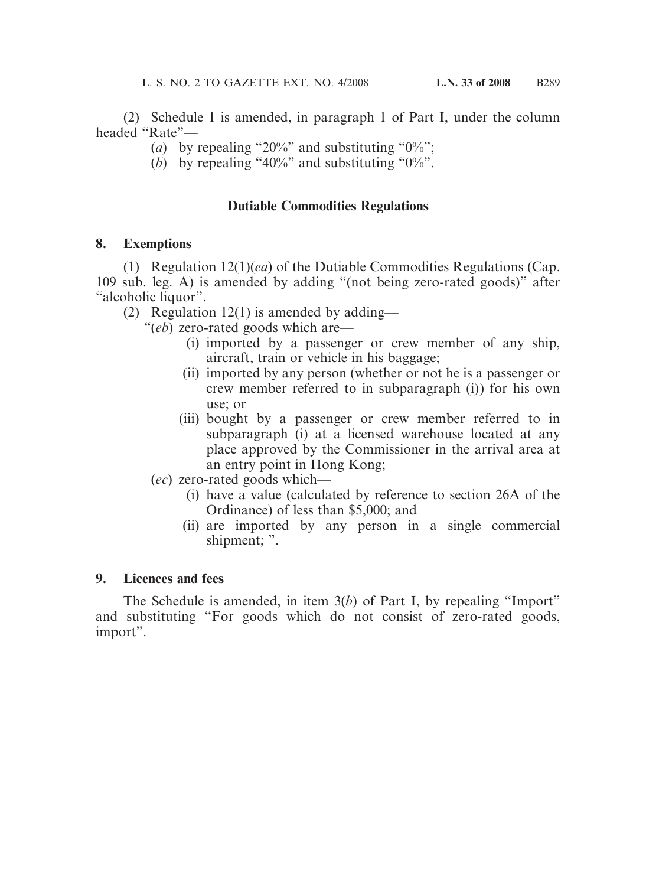(2) Schedule 1 is amended, in paragraph 1 of Part I, under the column headed "Rate"—

(*a*) by repealing "20%" and substituting "0%";

(*b*) by repealing "40%" and substituting "0%".

### Dutiable Commodities Regulations

**8. Exemptions**

(1) Regulation 12(1)(*ea*) of the Dutiable Commodities Regulations (Cap. 109 sub. leg. A) is amended by adding "(not being zero-rated goods)" after "alcoholic liquor".

(2) Regulation 12(1) is amended by adding—

"(*eb*) zero-rated goods which are—

(i) imported by a passenger or crew member of any ship, aircraft, train or vehicle in his baggage;

(ii) imported by any person (whether or not he is a passenger or crew member referred to in subparagraph (i)) for his own use; or

(iii) bought by a passenger or crew member referred to in subparagraph (i) at a licensed warehouse located at any place approved by the Commissioner in the arrival area at an entry point in Hong Kong;

(*ec*) zero-rated goods which—

(i) have a value (calculated by reference to section 26A of the Ordinance) of less than $5,000; and

(ii) are imported by any person in a single commercial shipment; ".

**9. Licences and fees**

The Schedule is amended, in item 3(*b*) of Part I, by repealing "Import" and substituting "For goods which do not consist of zero-rated goods, import".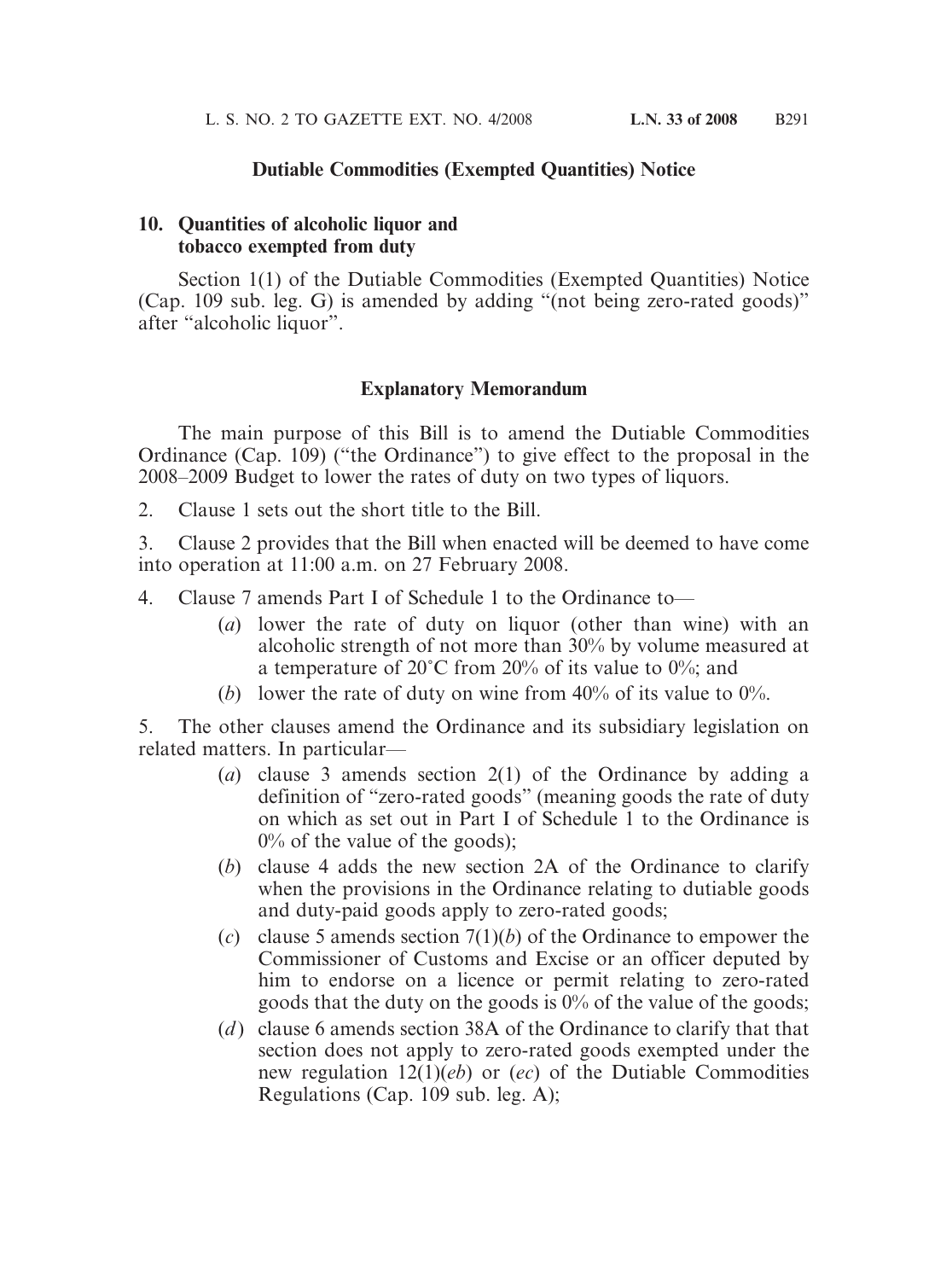**Dutiable Commodities (Exempted Quantities) Notice**

**10. Quantities of alcoholic liquor and tobacco exempted from duty**

Section 1(1) of the Dutiable Commodities (Exempted Quantities) Notice (Cap. 109 sub. leg. G) is amended by adding "(not being zero-rated goods)" after "alcoholic liquor".

## Explanatory Memorandum

The main purpose of this Bill is to amend the Dutiable Commodities Ordinance (Cap. 109) ("the Ordinance") to give effect to the proposal in the 2008–2009 Budget to lower the rates of duty on two types of liquors.

2. Clause 1 sets out the short title to the Bill.

3. Clause 2 provides that the Bill when enacted will be deemed to have come into operation at 11:00 a.m. on 27 February 2008.

4. Clause 7 amends Part I of Schedule 1 to the Ordinance to—

   (*a*) lower the rate of duty on liquor (other than wine) with an alcoholic strength of not more than 30% by volume measured at a temperature of 20°C from 20% of its value to 0%; and

   (*b*) lower the rate of duty on wine from 40% of its value to 0%.

5. The other clauses amend the Ordinance and its subsidiary legislation on related matters. In particular—

   (*a*) clause 3 amends section 2(1) of the Ordinance by adding a definition of "zero-rated goods" (meaning goods the rate of duty on which as set out in Part I of Schedule 1 to the Ordinance is 0% of the value of the goods);

   (*b*) clause 4 adds the new section 2A of the Ordinance to clarify when the provisions in the Ordinance relating to dutiable goods and duty-paid goods apply to zero-rated goods;

   (*c*) clause 5 amends section 7(1)(*b*) of the Ordinance to empower the Commissioner of Customs and Excise or an officer deputed by him to endorse on a licence or permit relating to zero-rated goods that the duty on the goods is 0% of the value of the goods;

   (*d*) clause 6 amends section 38A of the Ordinance to clarify that that section does not apply to zero-rated goods exempted under the new regulation 12(1)(*eb*) or (*ec*) of the Dutiable Commodities Regulations (Cap. 109 sub. leg. A);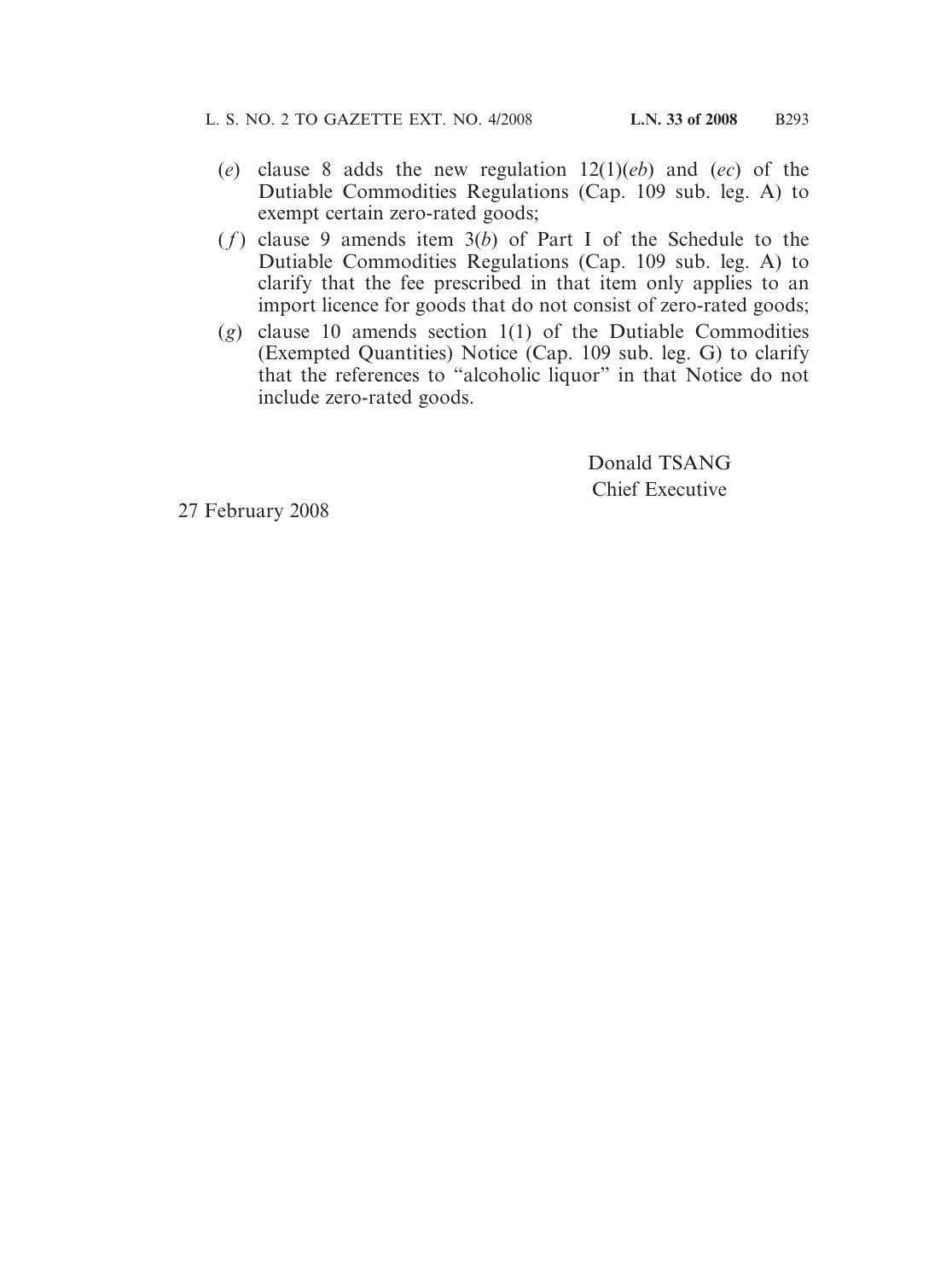(*e*) clause 8 adds the new regulation 12(1)(*eb*) and (*ec*) of the Dutiable Commodities Regulations (Cap. 109 sub. leg. A) to exempt certain zero-rated goods;

(*f*) clause 9 amends item 3(*b*) of Part I of the Schedule to the Dutiable Commodities Regulations (Cap. 109 sub. leg. A) to clarify that the fee prescribed in that item only applies to an import licence for goods that do not consist of zero-rated goods;

(*g*) clause 10 amends section 1(1) of the Dutiable Commodities (Exempted Quantities) Notice (Cap. 109 sub. leg. G) to clarify that the references to "alcoholic liquor" in that Notice do not include zero-rated goods.

Donald TSANG
Chief Executive

27 February 2008